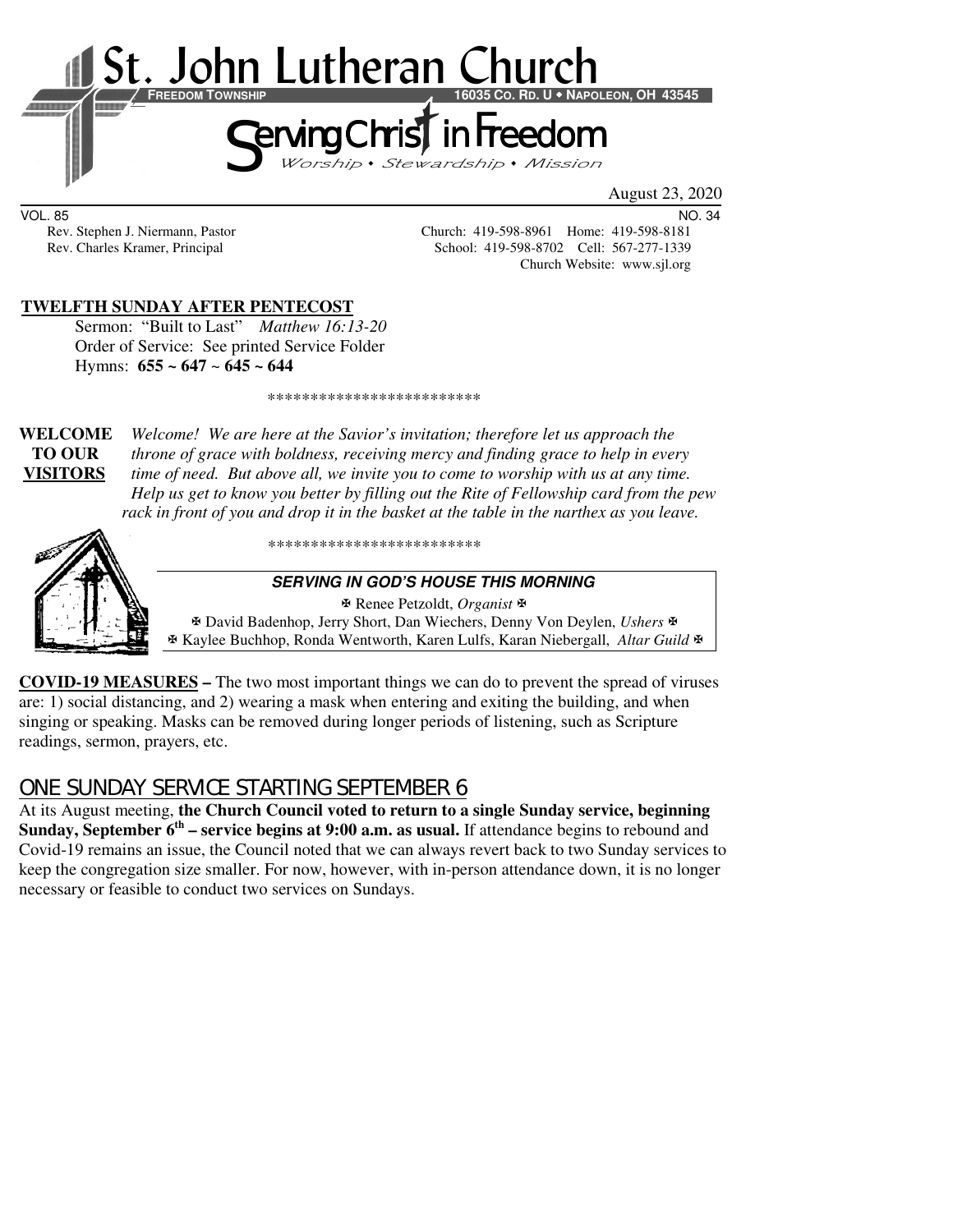# St. John Lutheran Church

**FREEDOM TOWNSHIP** **16035 CO. RD. U ◆ NAPOLEON, OH 43545**

## Serving Christ in Freedom

*Worship • Stewardship • Mission*

August 23, 2020

VOL. 85 NO. 34

Rev. Stephen J. Niermann, Pastor — Church: 419-598-8961 Home: 419-598-8181

Rev. Charles Kramer, Principal — School: 419-598-8702 Cell: 567-277-1339

Church Website: www.sjl.org

**TWELFTH SUNDAY AFTER PENTECOST**

Sermon: "Built to Last" *Matthew 16:13-20*

Order of Service: See printed Service Folder

Hymns: **655 ~ 647 ~ 645 ~ 644**

*************************

**WELCOME TO OUR VISITORS** *Welcome! We are here at the Savior's invitation; therefore let us approach the throne of grace with boldness, receiving mercy and finding grace to help in every time of need. But above all, we invite you to come to worship with us at any time. Help us get to know you better by filling out the Rite of Fellowship card from the pew rack in front of you and drop it in the basket at the table in the narthex as you leave.*

*************************

***SERVING IN GOD'S HOUSE THIS MORNING***

✠ Renee Petzoldt, *Organist* ✠

✠ David Badenhop, Jerry Short, Dan Wiechers, Denny Von Deylen, *Ushers* ✠

✠ Kaylee Buchhop, Ronda Wentworth, Karen Lulfs, Karan Niebergall, *Altar Guild* ✠

**COVID-19 MEASURES –** The two most important things we can do to prevent the spread of viruses are: 1) social distancing, and 2) wearing a mask when entering and exiting the building, and when singing or speaking. Masks can be removed during longer periods of listening, such as Scripture readings, sermon, prayers, etc.

## ONE SUNDAY SERVICE STARTING SEPTEMBER 6

At its August meeting, **the Church Council voted to return to a single Sunday service, beginning Sunday, September 6th – service begins at 9:00 a.m. as usual.** If attendance begins to rebound and Covid-19 remains an issue, the Council noted that we can always revert back to two Sunday services to keep the congregation size smaller. For now, however, with in-person attendance down, it is no longer necessary or feasible to conduct two services on Sundays.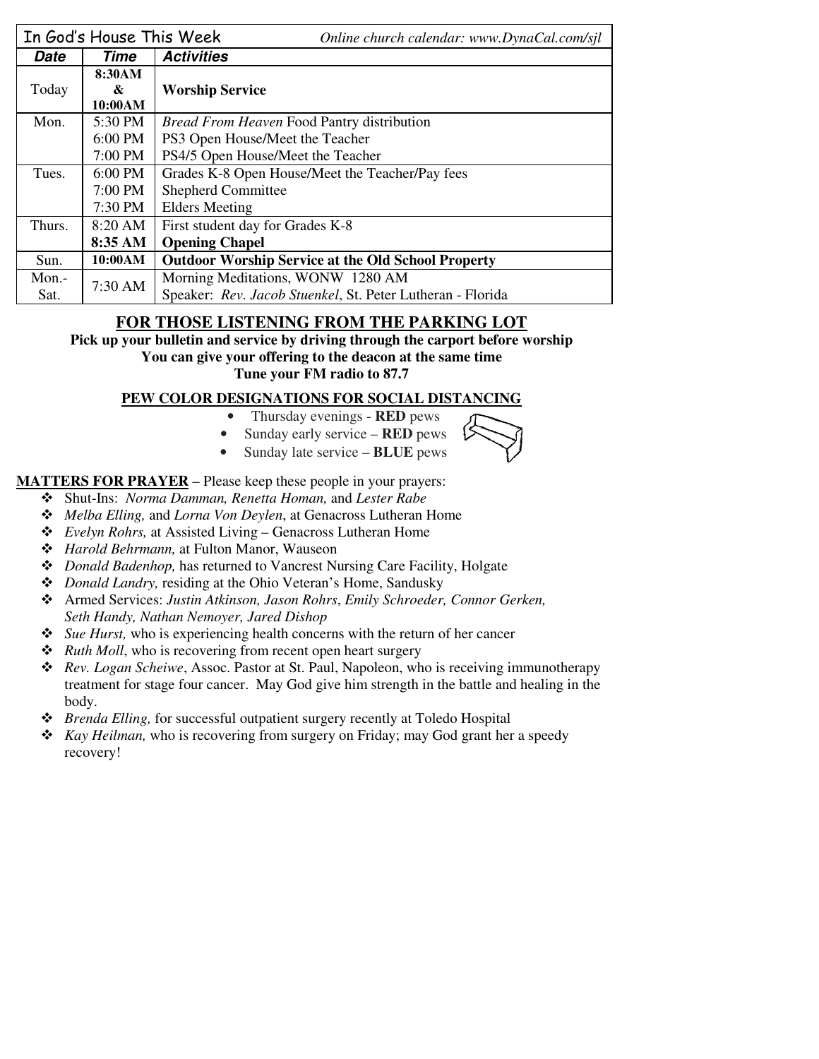| In God's House This Week | | *Online church calendar: www.DynaCal.com/sjl* |
|---|---|---|
| ***Date*** | ***Time*** | ***Activities*** |
| Today | **8:30AM & 10:00AM** | **Worship Service** |
| Mon. | 5:30 PM | *Bread From Heaven* Food Pantry distribution |
| | 6:00 PM | PS3 Open House/Meet the Teacher |
| | 7:00 PM | PS4/5 Open House/Meet the Teacher |
| Tues. | 6:00 PM | Grades K-8 Open House/Meet the Teacher/Pay fees |
| | 7:00 PM | Shepherd Committee |
| | 7:30 PM | Elders Meeting |
| Thurs. | 8:20 AM | First student day for Grades K-8 |
| | **8:35 AM** | **Opening Chapel** |
| Sun. | **10:00AM** | **Outdoor Worship Service at the Old School Property** |
| Mon.-Sat. | 7:30 AM | Morning Meditations, WONW 1280 AM<br>Speaker: *Rev. Jacob Stuenkel*, St. Peter Lutheran - Florida |

## FOR THOSE LISTENING FROM THE PARKING LOT

**Pick up your bulletin and service by driving through the carport before worship**
**You can give your offering to the deacon at the same time**
**Tune your FM radio to 87.7**

### PEW COLOR DESIGNATIONS FOR SOCIAL DISTANCING

- Thursday evenings - **RED** pews
- Sunday early service – **RED** pews
- Sunday late service – **BLUE** pews

**MATTERS FOR PRAYER** – Please keep these people in your prayers:

- Shut-Ins: *Norma Damman, Renetta Homan,* and *Lester Rabe*
- *Melba Elling,* and *Lorna Von Deylen*, at Genacross Lutheran Home
- *Evelyn Rohrs,* at Assisted Living – Genacross Lutheran Home
- *Harold Behrmann,* at Fulton Manor, Wauseon
- *Donald Badenhop,* has returned to Vancrest Nursing Care Facility, Holgate
- *Donald Landry,* residing at the Ohio Veteran's Home, Sandusky
- Armed Services: *Justin Atkinson, Jason Rohrs*, *Emily Schroeder, Connor Gerken, Seth Handy, Nathan Nemoyer, Jared Dishop*
- *Sue Hurst,* who is experiencing health concerns with the return of her cancer
- *Ruth Moll*, who is recovering from recent open heart surgery
- *Rev. Logan Scheiwe*, Assoc. Pastor at St. Paul, Napoleon, who is receiving immunotherapy treatment for stage four cancer. May God give him strength in the battle and healing in the body.
- *Brenda Elling,* for successful outpatient surgery recently at Toledo Hospital
- *Kay Heilman,* who is recovering from surgery on Friday; may God grant her a speedy recovery!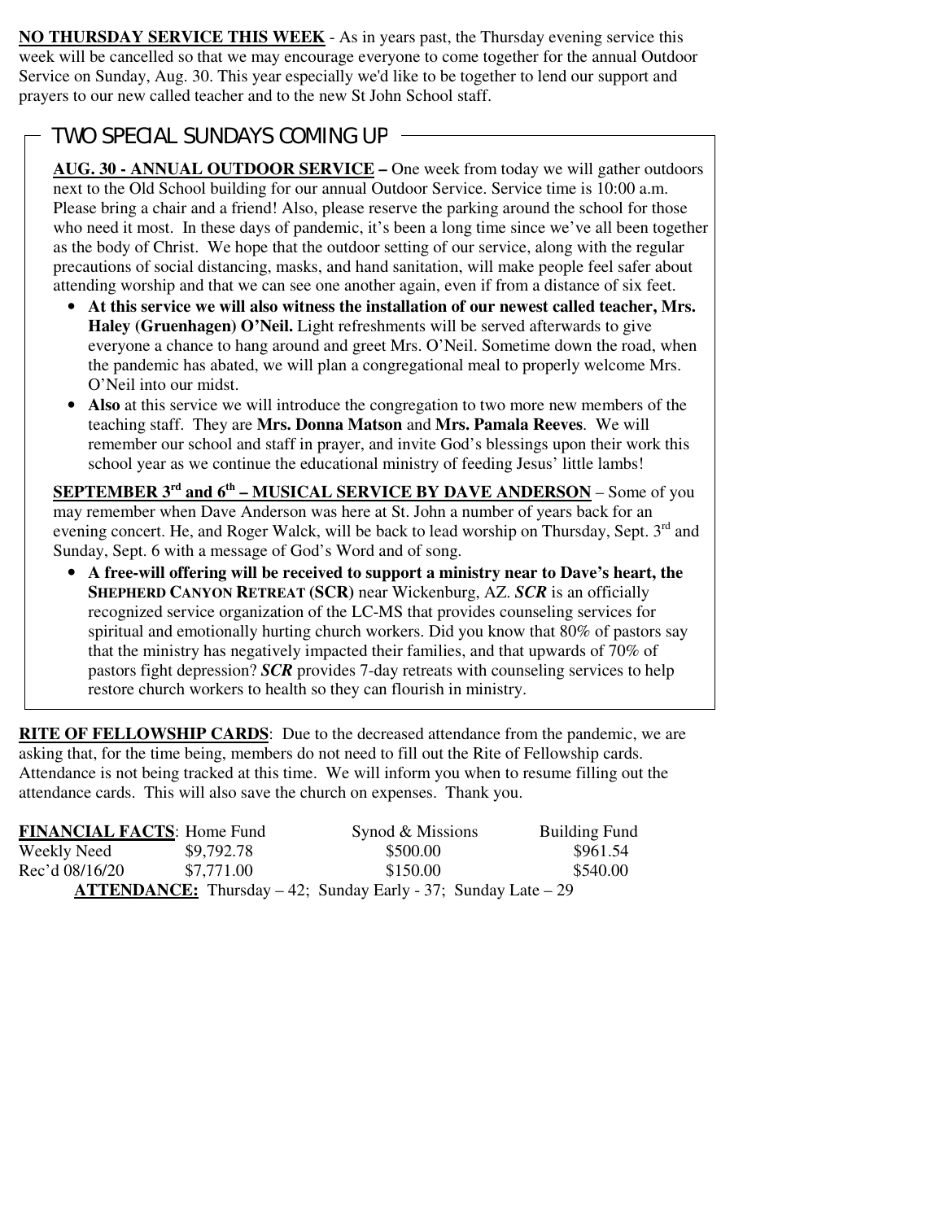**NO THURSDAY SERVICE THIS WEEK** - As in years past, the Thursday evening service this week will be cancelled so that we may encourage everyone to come together for the annual Outdoor Service on Sunday, Aug. 30. This year especially we'd like to be together to lend our support and prayers to our new called teacher and to the new St John School staff.

## TWO SPECIAL SUNDAYS COMING UP

**AUG. 30 - ANNUAL OUTDOOR SERVICE –** One week from today we will gather outdoors next to the Old School building for our annual Outdoor Service. Service time is 10:00 a.m. Please bring a chair and a friend! Also, please reserve the parking around the school for those who need it most. In these days of pandemic, it's been a long time since we've all been together as the body of Christ. We hope that the outdoor setting of our service, along with the regular precautions of social distancing, masks, and hand sanitation, will make people feel safer about attending worship and that we can see one another again, even if from a distance of six feet.

- **At this service we will also witness the installation of our newest called teacher, Mrs. Haley (Gruenhagen) O'Neil.** Light refreshments will be served afterwards to give everyone a chance to hang around and greet Mrs. O'Neil. Sometime down the road, when the pandemic has abated, we will plan a congregational meal to properly welcome Mrs. O'Neil into our midst.
- **Also** at this service we will introduce the congregation to two more new members of the teaching staff. They are **Mrs. Donna Matson** and **Mrs. Pamala Reeves**. We will remember our school and staff in prayer, and invite God's blessings upon their work this school year as we continue the educational ministry of feeding Jesus' little lambs!

**SEPTEMBER 3rd and 6th – MUSICAL SERVICE BY DAVE ANDERSON** – Some of you may remember when Dave Anderson was here at St. John a number of years back for an evening concert. He, and Roger Walck, will be back to lead worship on Thursday, Sept. 3rd and Sunday, Sept. 6 with a message of God's Word and of song.

- **A free-will offering will be received to support a ministry near to Dave's heart, the SHEPHERD CANYON RETREAT (SCR)** near Wickenburg, AZ. ***SCR*** is an officially recognized service organization of the LC-MS that provides counseling services for spiritual and emotionally hurting church workers. Did you know that 80% of pastors say that the ministry has negatively impacted their families, and that upwards of 70% of pastors fight depression? ***SCR*** provides 7-day retreats with counseling services to help restore church workers to health so they can flourish in ministry.

**RITE OF FELLOWSHIP CARDS**: Due to the decreased attendance from the pandemic, we are asking that, for the time being, members do not need to fill out the Rite of Fellowship cards. Attendance is not being tracked at this time. We will inform you when to resume filling out the attendance cards. This will also save the church on expenses. Thank you.

| **FINANCIAL FACTS**: | Home Fund | Synod & Missions | Building Fund |
|---|---|---|---|
| Weekly Need | $9,792.78 | $500.00 | $961.54 |
| Rec'd 08/16/20 | $7,771.00 | $150.00 | $540.00 |

**ATTENDANCE:** Thursday – 42; Sunday Early - 37; Sunday Late – 29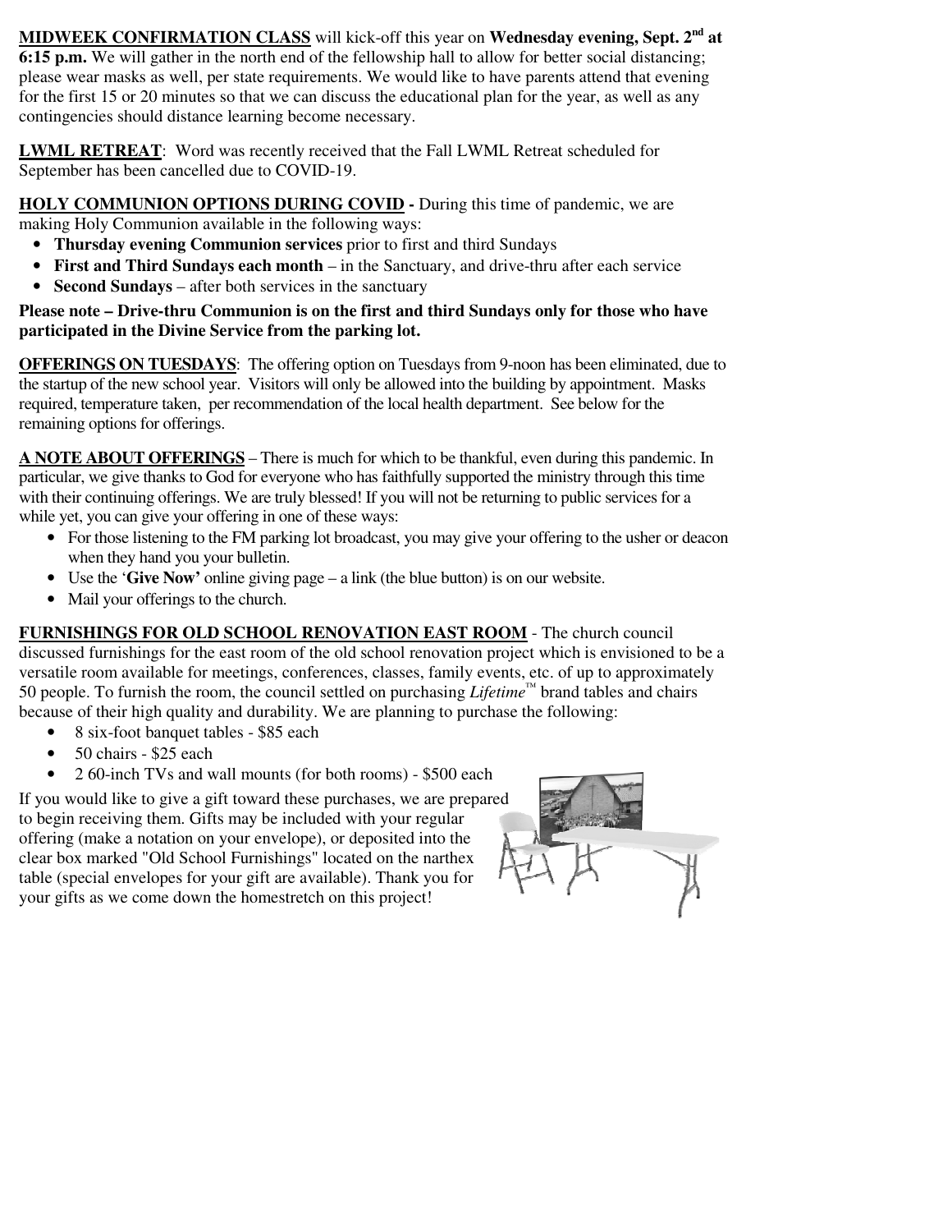**MIDWEEK CONFIRMATION CLASS** will kick-off this year on **Wednesday evening, Sept. 2nd at 6:15 p.m.** We will gather in the north end of the fellowship hall to allow for better social distancing; please wear masks as well, per state requirements. We would like to have parents attend that evening for the first 15 or 20 minutes so that we can discuss the educational plan for the year, as well as any contingencies should distance learning become necessary.

**LWML RETREAT**: Word was recently received that the Fall LWML Retreat scheduled for September has been cancelled due to COVID-19.

**HOLY COMMUNION OPTIONS DURING COVID -** During this time of pandemic, we are making Holy Communion available in the following ways:

- **Thursday evening Communion services** prior to first and third Sundays
- **First and Third Sundays each month** – in the Sanctuary, and drive-thru after each service
- **Second Sundays** – after both services in the sanctuary

**Please note – Drive-thru Communion is on the first and third Sundays only for those who have participated in the Divine Service from the parking lot.**

**OFFERINGS ON TUESDAYS**: The offering option on Tuesdays from 9-noon has been eliminated, due to the startup of the new school year. Visitors will only be allowed into the building by appointment. Masks required, temperature taken, per recommendation of the local health department. See below for the remaining options for offerings.

**A NOTE ABOUT OFFERINGS** – There is much for which to be thankful, even during this pandemic. In particular, we give thanks to God for everyone who has faithfully supported the ministry through this time with their continuing offerings. We are truly blessed! If you will not be returning to public services for a while yet, you can give your offering in one of these ways:

- For those listening to the FM parking lot broadcast, you may give your offering to the usher or deacon when they hand you your bulletin.
- Use the '**Give Now'** online giving page – a link (the blue button) is on our website.
- Mail your offerings to the church.

**FURNISHINGS FOR OLD SCHOOL RENOVATION EAST ROOM** - The church council discussed furnishings for the east room of the old school renovation project which is envisioned to be a versatile room available for meetings, conferences, classes, family events, etc. of up to approximately 50 people. To furnish the room, the council settled on purchasing *Lifetime*™ brand tables and chairs because of their high quality and durability. We are planning to purchase the following:

- 8 six-foot banquet tables - $85 each
- 50 chairs - $25 each
- 2 60-inch TVs and wall mounts (for both rooms) - $500 each

If you would like to give a gift toward these purchases, we are prepared to begin receiving them. Gifts may be included with your regular offering (make a notation on your envelope), or deposited into the clear box marked "Old School Furnishings" located on the narthex table (special envelopes for your gift are available). Thank you for your gifts as we come down the homestretch on this project!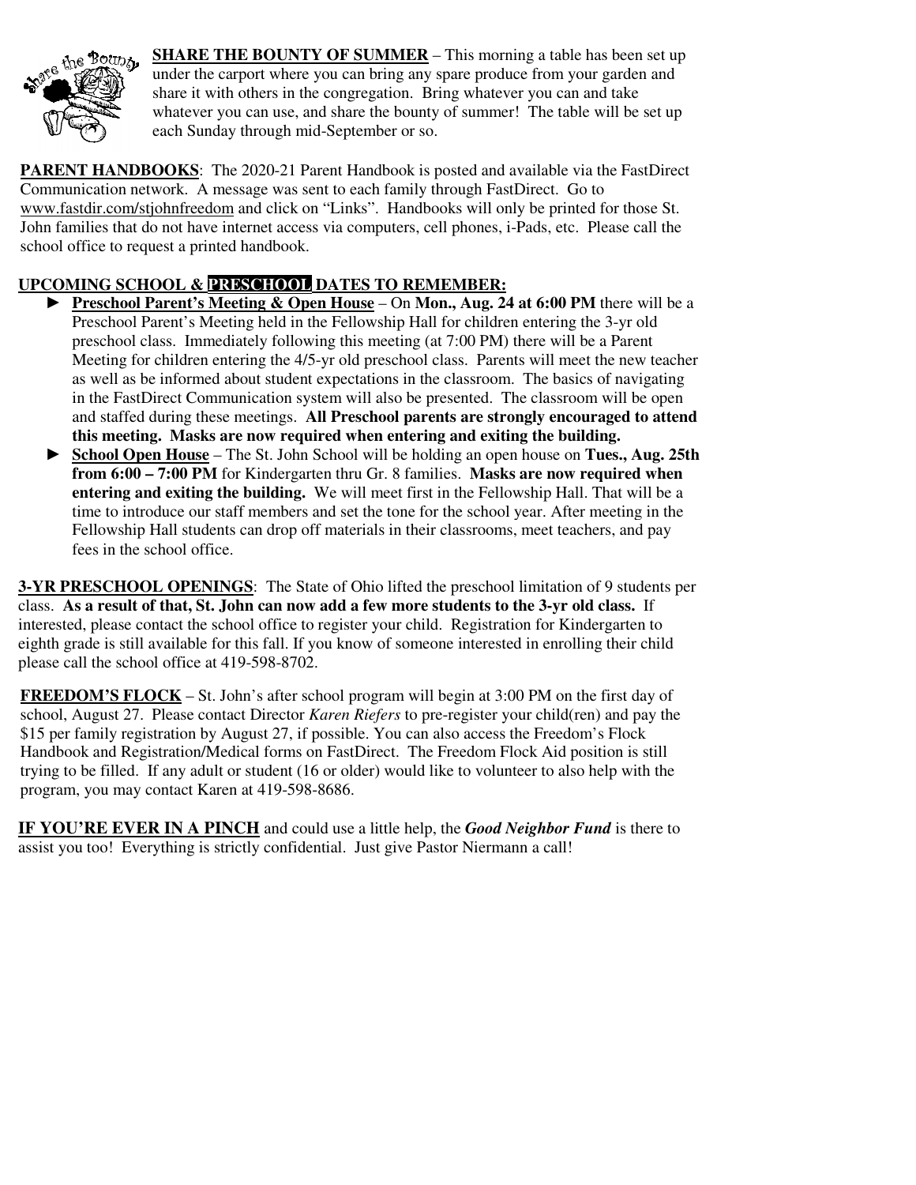**SHARE THE BOUNTY OF SUMMER** – This morning a table has been set up under the carport where you can bring any spare produce from your garden and share it with others in the congregation. Bring whatever you can and take whatever you can use, and share the bounty of summer! The table will be set up each Sunday through mid-September or so.

**PARENT HANDBOOKS**: The 2020-21 Parent Handbook is posted and available via the FastDirect Communication network. A message was sent to each family through FastDirect. Go to www.fastdir.com/stjohnfreedom and click on "Links". Handbooks will only be printed for those St. John families that do not have internet access via computers, cell phones, i-Pads, etc. Please call the school office to request a printed handbook.

**UPCOMING SCHOOL & PRESCHOOL DATES TO REMEMBER:**

- **Preschool Parent's Meeting & Open House** – On **Mon., Aug. 24 at 6:00 PM** there will be a Preschool Parent's Meeting held in the Fellowship Hall for children entering the 3-yr old preschool class. Immediately following this meeting (at 7:00 PM) there will be a Parent Meeting for children entering the 4/5-yr old preschool class. Parents will meet the new teacher as well as be informed about student expectations in the classroom. The basics of navigating in the FastDirect Communication system will also be presented. The classroom will be open and staffed during these meetings. **All Preschool parents are strongly encouraged to attend this meeting. Masks are now required when entering and exiting the building.**
- **School Open House** – The St. John School will be holding an open house on **Tues., Aug. 25th from 6:00 – 7:00 PM** for Kindergarten thru Gr. 8 families. **Masks are now required when entering and exiting the building.** We will meet first in the Fellowship Hall. That will be a time to introduce our staff members and set the tone for the school year. After meeting in the Fellowship Hall students can drop off materials in their classrooms, meet teachers, and pay fees in the school office.

**3-YR PRESCHOOL OPENINGS**: The State of Ohio lifted the preschool limitation of 9 students per class. **As a result of that, St. John can now add a few more students to the 3-yr old class.** If interested, please contact the school office to register your child. Registration for Kindergarten to eighth grade is still available for this fall. If you know of someone interested in enrolling their child please call the school office at 419-598-8702.

**FREEDOM'S FLOCK** – St. John's after school program will begin at 3:00 PM on the first day of school, August 27. Please contact Director *Karen Riefers* to pre-register your child(ren) and pay the $15 per family registration by August 27, if possible. You can also access the Freedom's Flock Handbook and Registration/Medical forms on FastDirect. The Freedom Flock Aid position is still trying to be filled. If any adult or student (16 or older) would like to volunteer to also help with the program, you may contact Karen at 419-598-8686.

**IF YOU'RE EVER IN A PINCH** and could use a little help, the ***Good Neighbor Fund*** is there to assist you too! Everything is strictly confidential. Just give Pastor Niermann a call!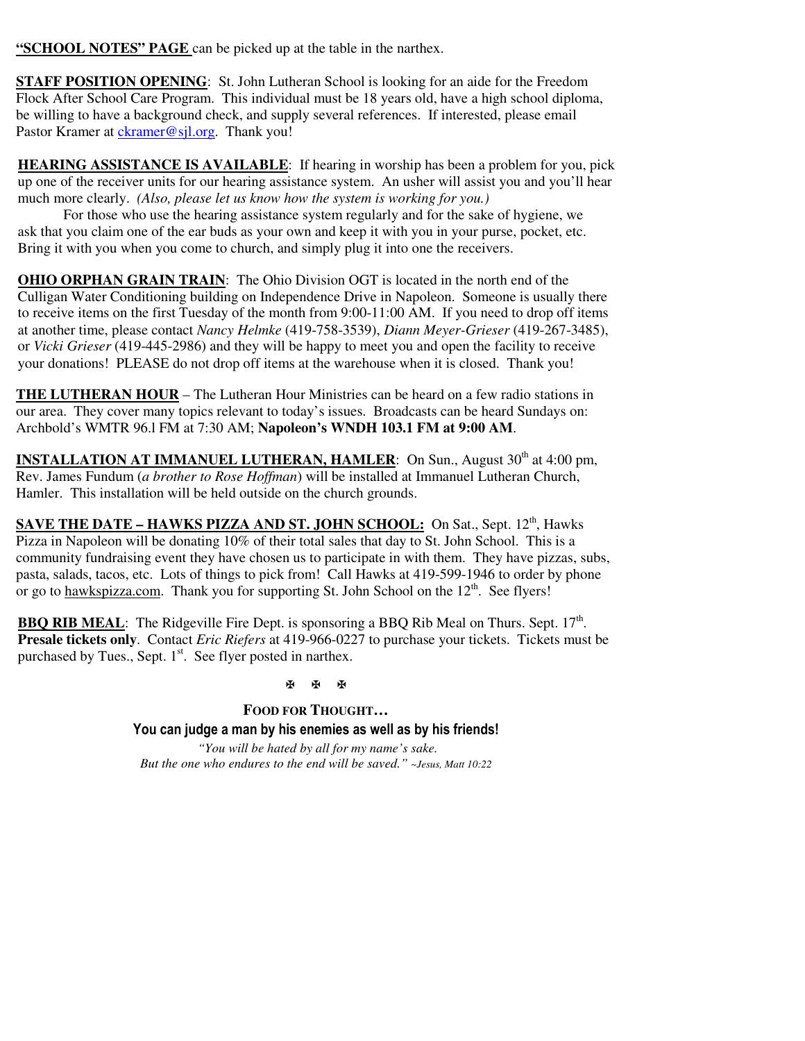**"SCHOOL NOTES" PAGE** can be picked up at the table in the narthex.

**STAFF POSITION OPENING**: St. John Lutheran School is looking for an aide for the Freedom Flock After School Care Program. This individual must be 18 years old, have a high school diploma, be willing to have a background check, and supply several references. If interested, please email Pastor Kramer at ckramer@sjl.org. Thank you!

**HEARING ASSISTANCE IS AVAILABLE**: If hearing in worship has been a problem for you, pick up one of the receiver units for our hearing assistance system. An usher will assist you and you'll hear much more clearly. *(Also, please let us know how the system is working for you.)*

For those who use the hearing assistance system regularly and for the sake of hygiene, we ask that you claim one of the ear buds as your own and keep it with you in your purse, pocket, etc. Bring it with you when you come to church, and simply plug it into one the receivers.

**OHIO ORPHAN GRAIN TRAIN**: The Ohio Division OGT is located in the north end of the Culligan Water Conditioning building on Independence Drive in Napoleon. Someone is usually there to receive items on the first Tuesday of the month from 9:00-11:00 AM. If you need to drop off items at another time, please contact *Nancy Helmke* (419-758-3539), *Diann Meyer-Grieser* (419-267-3485), or *Vicki Grieser* (419-445-2986) and they will be happy to meet you and open the facility to receive your donations! PLEASE do not drop off items at the warehouse when it is closed. Thank you!

**THE LUTHERAN HOUR** – The Lutheran Hour Ministries can be heard on a few radio stations in our area. They cover many topics relevant to today's issues. Broadcasts can be heard Sundays on: Archbold's WMTR 96.l FM at 7:30 AM; **Napoleon's WNDH 103.1 FM at 9:00 AM**.

**INSTALLATION AT IMMANUEL LUTHERAN, HAMLER**: On Sun., August 30th at 4:00 pm, Rev. James Fundum (*a brother to Rose Hoffman*) will be installed at Immanuel Lutheran Church, Hamler. This installation will be held outside on the church grounds.

**SAVE THE DATE – HAWKS PIZZA AND ST. JOHN SCHOOL:** On Sat., Sept. 12th, Hawks Pizza in Napoleon will be donating 10% of their total sales that day to St. John School. This is a community fundraising event they have chosen us to participate in with them. They have pizzas, subs, pasta, salads, tacos, etc. Lots of things to pick from! Call Hawks at 419-599-1946 to order by phone or go to hawkspizza.com. Thank you for supporting St. John School on the 12th. See flyers!

**BBQ RIB MEAL**: The Ridgeville Fire Dept. is sponsoring a BBQ Rib Meal on Thurs. Sept. 17th. **Presale tickets only**. Contact *Eric Riefers* at 419-966-0227 to purchase your tickets. Tickets must be purchased by Tues., Sept. 1st. See flyer posted in narthex.

✠ ✠ ✠

**FOOD FOR THOUGHT…**

**You can judge a man by his enemies as well as by his friends!**

*"You will be hated by all for my name's sake.*
*But the one who endures to the end will be saved." ~Jesus, Matt 10:22*